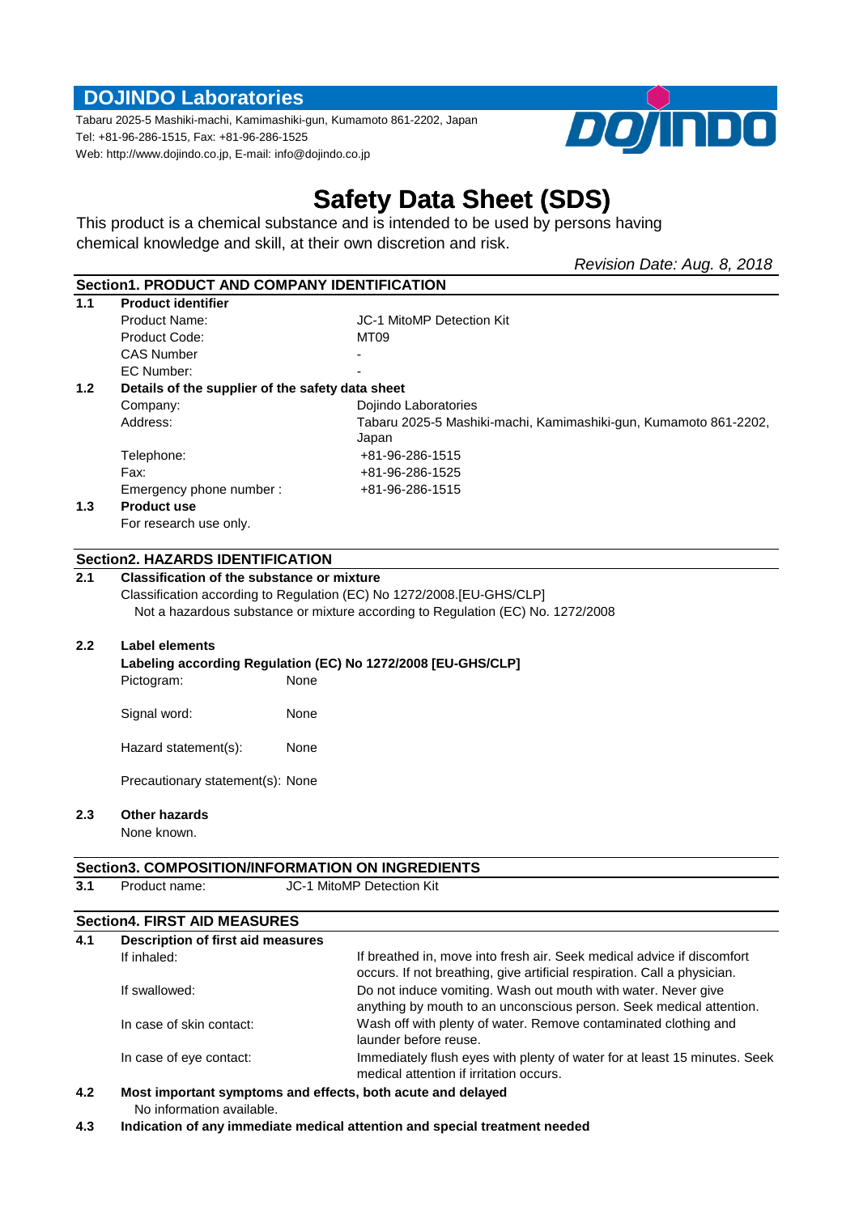## DOJINDO Laboratories

Tabaru 2025-5 Mashiki-machi, Kamimashiki-gun, Kumamoto 861-2202, Japan
Tel: +81-96-286-1515, Fax: +81-96-286-1525
Web: http://www.dojindo.co.jp, E-mail: info@dojindo.co.jp

# Safety Data Sheet (SDS)

This product is a chemical substance and is intended to be used by persons having chemical knowledge and skill, at their own discretion and risk.

*Revision Date: Aug. 8, 2018*

## Section1. PRODUCT AND COMPANY IDENTIFICATION

**1.1 Product identifier**

| | |
|---|---|
| Product Name: | JC-1 MitoMP Detection Kit |
| Product Code: | MT09 |
| CAS Number | - |
| EC Number: | - |

**1.2 Details of the supplier of the safety data sheet**

| | |
|---|---|
| Company: | Dojindo Laboratories |
| Address: | Tabaru 2025-5 Mashiki-machi, Kamimashiki-gun, Kumamoto 861-2202, Japan |
| Telephone: | +81-96-286-1515 |
| Fax: | +81-96-286-1525 |
| Emergency phone number : | +81-96-286-1515 |

**1.3 Product use**

For research use only.

## Section2. HAZARDS IDENTIFICATION

**2.1 Classification of the substance or mixture**

Classification according to Regulation (EC) No 1272/2008.[EU-GHS/CLP]

Not a hazardous substance or mixture according to Regulation (EC) No. 1272/2008

**2.2 Label elements**

**Labeling according Regulation (EC) No 1272/2008 [EU-GHS/CLP]**

Pictogram: None

Signal word: None

Hazard statement(s): None

Precautionary statement(s): None

**2.3 Other hazards**

None known.

## Section3. COMPOSITION/INFORMATION ON INGREDIENTS

**3.1** Product name: JC-1 MitoMP Detection Kit

## Section4. FIRST AID MEASURES

**4.1 Description of first aid measures**

| | |
|---|---|
| If inhaled: | If breathed in, move into fresh air. Seek medical advice if discomfort occurs. If not breathing, give artificial respiration. Call a physician. |
| If swallowed: | Do not induce vomiting. Wash out mouth with water. Never give anything by mouth to an unconscious person. Seek medical attention. |
| In case of skin contact: | Wash off with plenty of water. Remove contaminated clothing and launder before reuse. |
| In case of eye contact: | Immediately flush eyes with plenty of water for at least 15 minutes. Seek medical attention if irritation occurs. |

**4.2 Most important symptoms and effects, both acute and delayed**

No information available.

**4.3 Indication of any immediate medical attention and special treatment needed**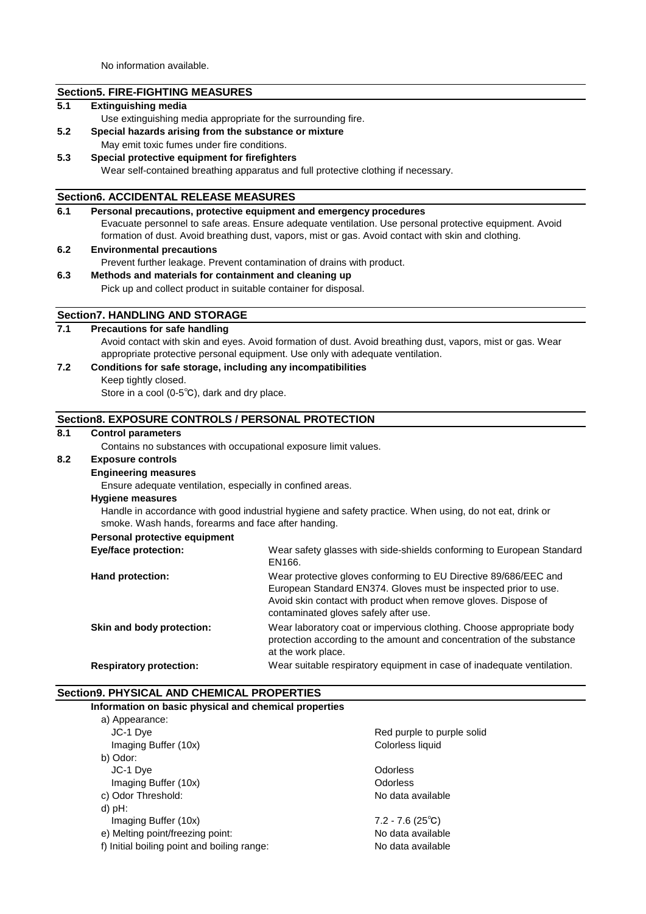No information available.

## Section5. FIRE-FIGHTING MEASURES

**5.1 Extinguishing media**

Use extinguishing media appropriate for the surrounding fire.

**5.2 Special hazards arising from the substance or mixture**

May emit toxic fumes under fire conditions.

**5.3 Special protective equipment for firefighters**

Wear self-contained breathing apparatus and full protective clothing if necessary.

## Section6. ACCIDENTAL RELEASE MEASURES

**6.1 Personal precautions, protective equipment and emergency procedures**

Evacuate personnel to safe areas. Ensure adequate ventilation. Use personal protective equipment. Avoid formation of dust. Avoid breathing dust, vapors, mist or gas. Avoid contact with skin and clothing.

**6.2 Environmental precautions**

Prevent further leakage. Prevent contamination of drains with product.

**6.3 Methods and materials for containment and cleaning up**

Pick up and collect product in suitable container for disposal.

## Section7. HANDLING AND STORAGE

**7.1 Precautions for safe handling**

Avoid contact with skin and eyes. Avoid formation of dust. Avoid breathing dust, vapors, mist or gas. Wear appropriate protective personal equipment. Use only with adequate ventilation.

**7.2 Conditions for safe storage, including any incompatibilities**

Keep tightly closed.
Store in a cool (0-5℃), dark and dry place.

## Section8. EXPOSURE CONTROLS / PERSONAL PROTECTION

**8.1 Control parameters**

Contains no substances with occupational exposure limit values.

**8.2 Exposure controls**

**Engineering measures**

Ensure adequate ventilation, especially in confined areas.

**Hygiene measures**

Handle in accordance with good industrial hygiene and safety practice. When using, do not eat, drink or smoke. Wash hands, forearms and face after handing.

**Personal protective equipment**

| | |
|---|---|
| **Eye/face protection:** | Wear safety glasses with side-shields conforming to European Standard EN166. |
| **Hand protection:** | Wear protective gloves conforming to EU Directive 89/686/EEC and European Standard EN374. Gloves must be inspected prior to use. Avoid skin contact with product when remove gloves. Dispose of contaminated gloves safely after use. |
| **Skin and body protection:** | Wear laboratory coat or impervious clothing. Choose appropriate body protection according to the amount and concentration of the substance at the work place. |
| **Respiratory protection:** | Wear suitable respiratory equipment in case of inadequate ventilation. |

## Section9. PHYSICAL AND CHEMICAL PROPERTIES

**Information on basic physical and chemical properties**

| | |
|---|---|
| a) Appearance: | |
| JC-1 Dye | Red purple to purple solid |
| Imaging Buffer (10x) | Colorless liquid |
| b) Odor: | |
| JC-1 Dye | Odorless |
| Imaging Buffer (10x) | Odorless |
| c) Odor Threshold: | No data available |
| d) pH: | |
| Imaging Buffer (10x) | 7.2 - 7.6 (25℃) |
| e) Melting point/freezing point: | No data available |
| f) Initial boiling point and boiling range: | No data available |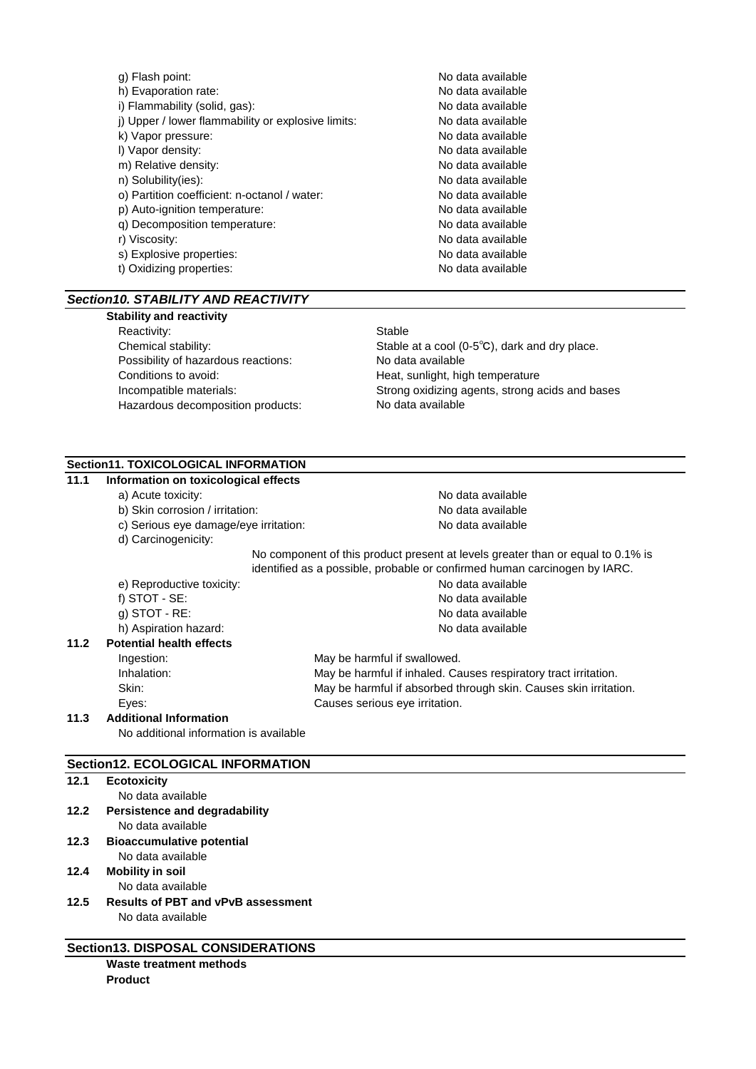| | |
|---|---|
| g) Flash point: | No data available |
| h) Evaporation rate: | No data available |
| i) Flammability (solid, gas): | No data available |
| j) Upper / lower flammability or explosive limits: | No data available |
| k) Vapor pressure: | No data available |
| l) Vapor density: | No data available |
| m) Relative density: | No data available |
| n) Solubility(ies): | No data available |
| o) Partition coefficient: n-octanol / water: | No data available |
| p) Auto-ignition temperature: | No data available |
| q) Decomposition temperature: | No data available |
| r) Viscosity: | No data available |
| s) Explosive properties: | No data available |
| t) Oxidizing properties: | No data available |

## *Section10. STABILITY AND REACTIVITY*

**Stability and reactivity**

| | |
|---|---|
| Reactivity: | Stable |
| Chemical stability: | Stable at a cool (0-5℃), dark and dry place. |
| Possibility of hazardous reactions: | No data available |
| Conditions to avoid: | Heat, sunlight, high temperature |
| Incompatible materials: | Strong oxidizing agents, strong acids and bases |
| Hazardous decomposition products: | No data available |

## Section11. TOXICOLOGICAL INFORMATION

**11.1 Information on toxicological effects**

| | |
|---|---|
| a) Acute toxicity: | No data available |
| b) Skin corrosion / irritation: | No data available |
| c) Serious eye damage/eye irritation: | No data available |
| d) Carcinogenicity: | No component of this product present at levels greater than or equal to 0.1% is identified as a possible, probable or confirmed human carcinogen by IARC. |
| e) Reproductive toxicity: | No data available |
| f) STOT - SE: | No data available |
| g) STOT - RE: | No data available |
| h) Aspiration hazard: | No data available |

**11.2 Potential health effects**

| | |
|---|---|
| Ingestion: | May be harmful if swallowed. |
| Inhalation: | May be harmful if inhaled. Causes respiratory tract irritation. |
| Skin: | May be harmful if absorbed through skin. Causes skin irritation. |
| Eyes: | Causes serious eye irritation. |

**11.3 Additional Information**

No additional information is available

## Section12. ECOLOGICAL INFORMATION

**12.1 Ecotoxicity**

No data available

**12.2 Persistence and degradability**

No data available

**12.3 Bioaccumulative potential**

No data available

**12.4 Mobility in soil**

No data available

**12.5 Results of PBT and vPvB assessment**

No data available

## Section13. DISPOSAL CONSIDERATIONS

**Waste treatment methods**

**Product**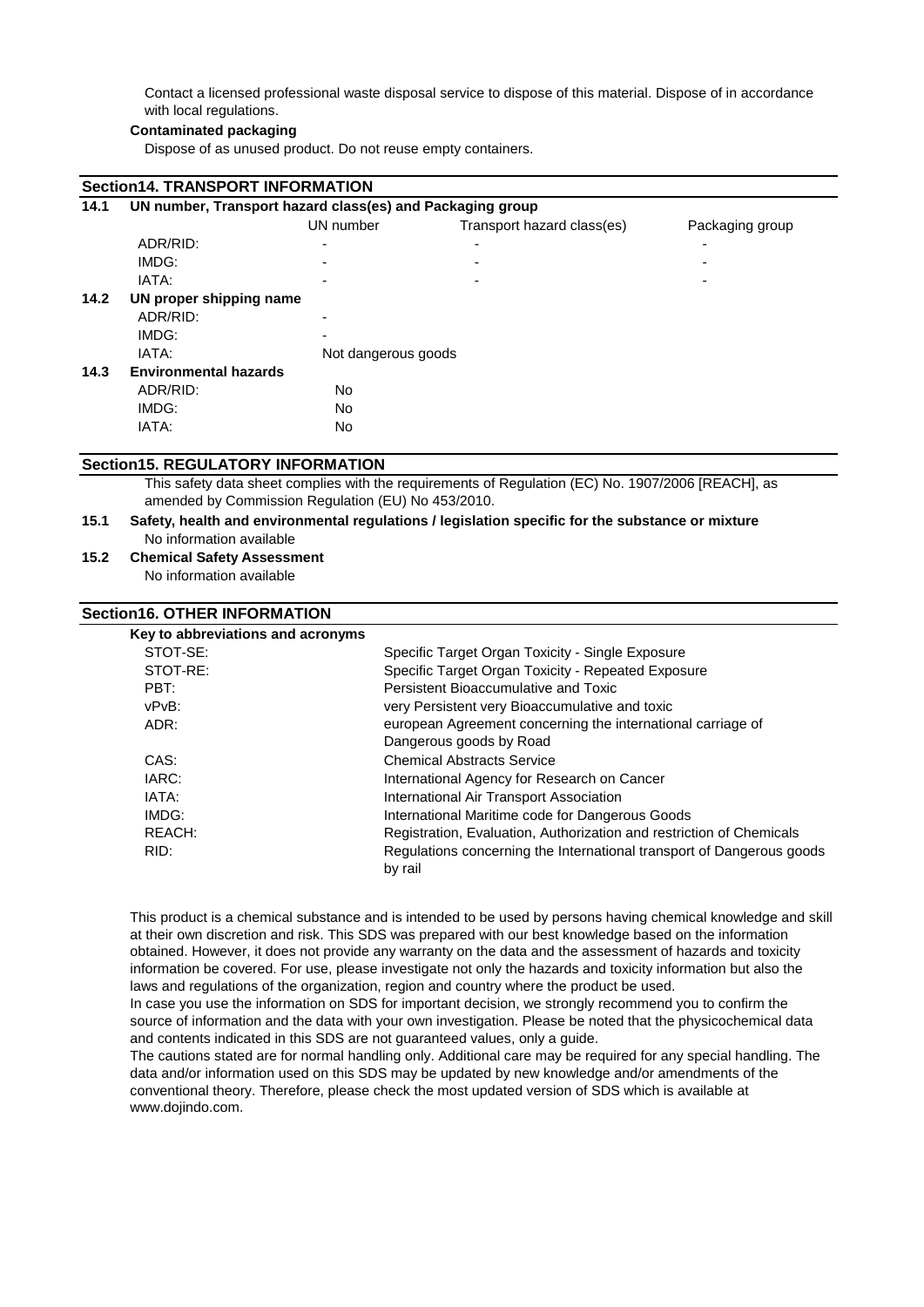Contact a licensed professional waste disposal service to dispose of this material. Dispose of in accordance with local regulations.

**Contaminated packaging**

Dispose of as unused product. Do not reuse empty containers.

## Section14. TRANSPORT INFORMATION

**14.1 UN number, Transport hazard class(es) and Packaging group**

| | UN number | Transport hazard class(es) | Packaging group |
|---|---|---|---|
| ADR/RID: | - | - | - |
| IMDG: | - | - | - |
| IATA: | - | - | - |

**14.2 UN proper shipping name**

| | |
|---|---|
| ADR/RID: | - |
| IMDG: | - |
| IATA: | Not dangerous goods |

**14.3 Environmental hazards**

| | |
|---|---|
| ADR/RID: | No |
| IMDG: | No |
| IATA: | No |

## Section15. REGULATORY INFORMATION

This safety data sheet complies with the requirements of Regulation (EC) No. 1907/2006 [REACH], as amended by Commission Regulation (EU) No 453/2010.

**15.1 Safety, health and environmental regulations / legislation specific for the substance or mixture**

No information available

**15.2 Chemical Safety Assessment**

No information available

## Section16. OTHER INFORMATION

**Key to abbreviations and acronyms**

| | |
|---|---|
| STOT-SE: | Specific Target Organ Toxicity - Single Exposure |
| STOT-RE: | Specific Target Organ Toxicity - Repeated Exposure |
| PBT: | Persistent Bioaccumulative and Toxic |
| vPvB: | very Persistent very Bioaccumulative and toxic |
| ADR: | european Agreement concerning the international carriage of Dangerous goods by Road |
| CAS: | Chemical Abstracts Service |
| IARC: | International Agency for Research on Cancer |
| IATA: | International Air Transport Association |
| IMDG: | International Maritime code for Dangerous Goods |
| REACH: | Registration, Evaluation, Authorization and restriction of Chemicals |
| RID: | Regulations concerning the International transport of Dangerous goods by rail |

This product is a chemical substance and is intended to be used by persons having chemical knowledge and skill at their own discretion and risk. This SDS was prepared with our best knowledge based on the information obtained. However, it does not provide any warranty on the data and the assessment of hazards and toxicity information be covered. For use, please investigate not only the hazards and toxicity information but also the laws and regulations of the organization, region and country where the product be used.
In case you use the information on SDS for important decision, we strongly recommend you to confirm the source of information and the data with your own investigation. Please be noted that the physicochemical data and contents indicated in this SDS are not guaranteed values, only a guide.
The cautions stated are for normal handling only. Additional care may be required for any special handling. The data and/or information used on this SDS may be updated by new knowledge and/or amendments of the conventional theory. Therefore, please check the most updated version of SDS which is available at www.dojindo.com.